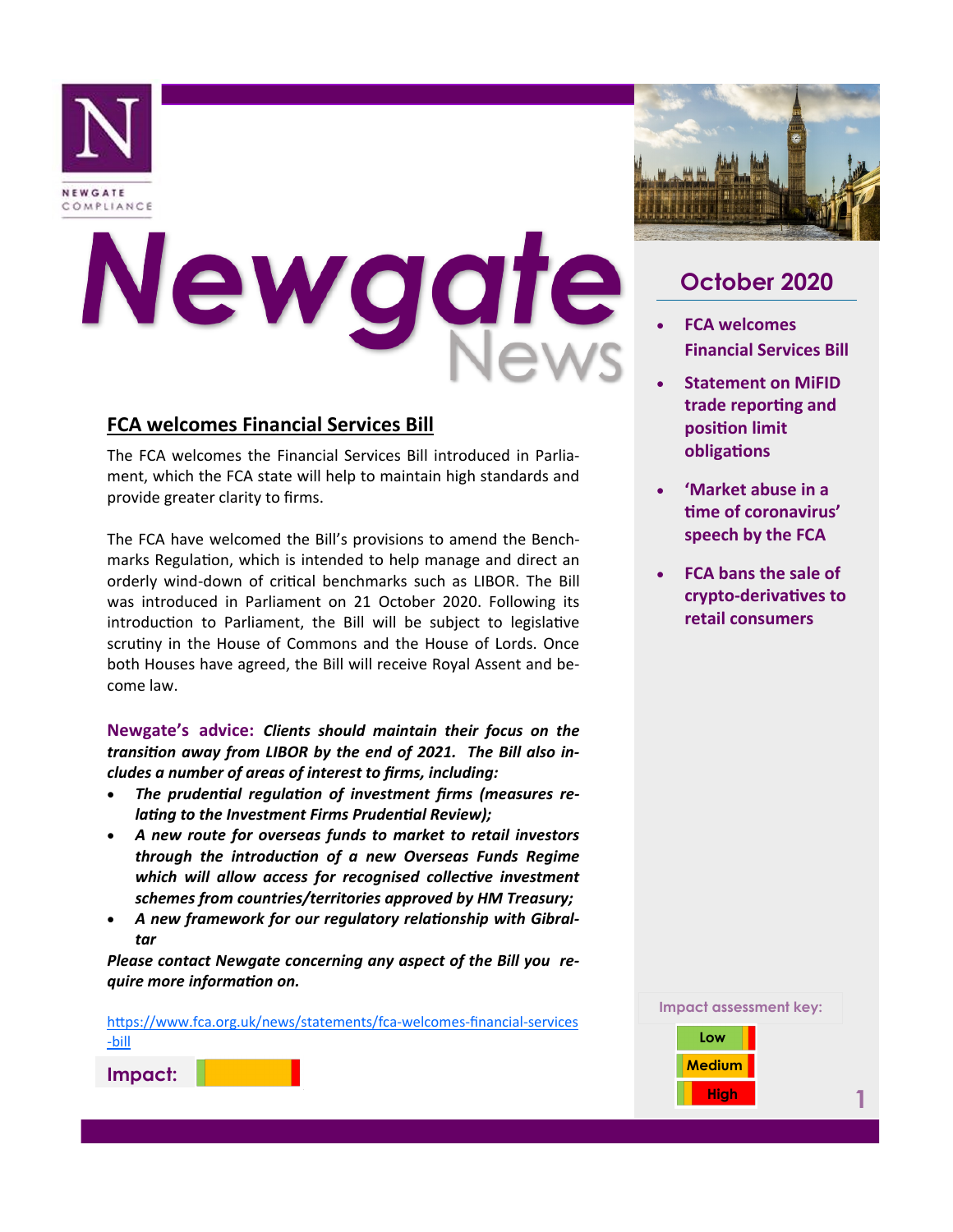NEWGATE COMPLIANCE

# Newgate News

## October 2020

- FCA welcomes Financial Services Bill
- Statement on MiFID trade reporting and position limit obligations
- 'Market abuse in a time of coronavirus' speech by the FCA
- FCA bans the sale of crypto-derivatives to retail consumers

## FCA welcomes Financial Services Bill

The FCA welcomes the Financial Services Bill introduced in Parliament, which the FCA state will help to maintain high standards and provide greater clarity to firms.

The FCA have welcomed the Bill's provisions to amend the Benchmarks Regulation, which is intended to help manage and direct an orderly wind-down of critical benchmarks such as LIBOR. The Bill was introduced in Parliament on 21 October 2020. Following its introduction to Parliament, the Bill will be subject to legislative scrutiny in the House of Commons and the House of Lords. Once both Houses have agreed, the Bill will receive Royal Assent and become law.

**Newgate's advice:** ***Clients should maintain their focus on the transition away from LIBOR by the end of 2021. The Bill also includes a number of areas of interest to firms, including:***

- ***The prudential regulation of investment firms (measures relating to the Investment Firms Prudential Review);***
- ***A new route for overseas funds to market to retail investors through the introduction of a new Overseas Funds Regime which will allow access for recognised collective investment schemes from countries/territories approved by HM Treasury;***
- ***A new framework for our regulatory relationship with Gibraltar***

***Please contact Newgate concerning any aspect of the Bill you require more information on.***

https://www.fca.org.uk/news/statements/fca-welcomes-financial-services-bill

**Impact:** Medium

Impact assessment key:

- Low
- Medium
- High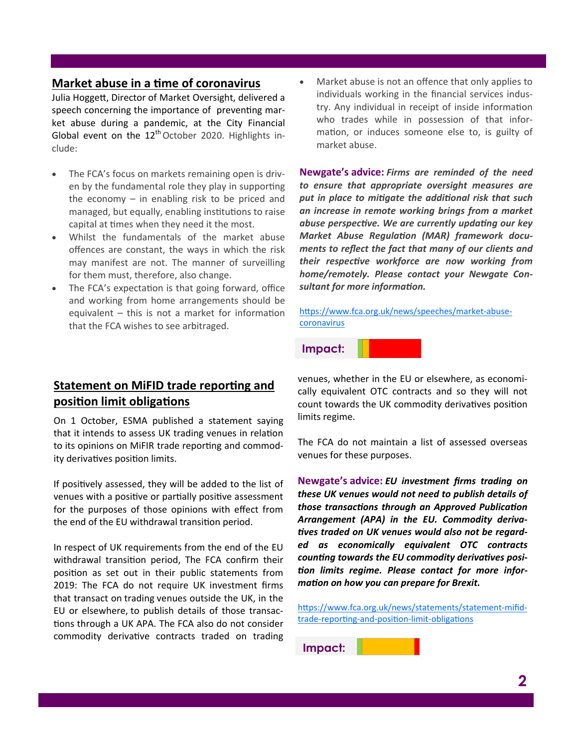## Market abuse in a time of coronavirus

Julia Hoggett, Director of Market Oversight, delivered a speech concerning the importance of preventing market abuse during a pandemic, at the City Financial Global event on the 12th October 2020. Highlights include:

- The FCA's focus on markets remaining open is driven by the fundamental role they play in supporting the economy – in enabling risk to be priced and managed, but equally, enabling institutions to raise capital at times when they need it the most.
- Whilst the fundamentals of the market abuse offences are constant, the ways in which the risk may manifest are not. The manner of surveilling for them must, therefore, also change.
- The FCA's expectation is that going forward, office and working from home arrangements should be equivalent – this is not a market for information that the FCA wishes to see arbitraged.
- Market abuse is not an offence that only applies to individuals working in the financial services industry. Any individual in receipt of inside information who trades while in possession of that information, or induces someone else to, is guilty of market abuse.

**Newgate's advice:** ***Firms are reminded of the need to ensure that appropriate oversight measures are put in place to mitigate the additional risk that such an increase in remote working brings from a market abuse perspective. We are currently updating our key Market Abuse Regulation (MAR) framework documents to reflect the fact that many of our clients and their respective workforce are now working from home/remotely. Please contact your Newgate Consultant for more information.***

https://www.fca.org.uk/news/speeches/market-abuse-coronavirus

**Impact:**

## Statement on MiFID trade reporting and position limit obligations

On 1 October, ESMA published a statement saying that it intends to assess UK trading venues in relation to its opinions on MiFIR trade reporting and commodity derivatives position limits.

If positively assessed, they will be added to the list of venues with a positive or partially positive assessment for the purposes of those opinions with effect from the end of the EU withdrawal transition period.

In respect of UK requirements from the end of the EU withdrawal transition period, The FCA confirm their position as set out in their public statements from 2019: The FCA do not require UK investment firms that transact on trading venues outside the UK, in the EU or elsewhere, to publish details of those transactions through a UK APA. The FCA also do not consider commodity derivative contracts traded on trading venues, whether in the EU or elsewhere, as economically equivalent OTC contracts and so they will not count towards the UK commodity derivatives position limits regime.

The FCA do not maintain a list of assessed overseas venues for these purposes.

**Newgate's advice:** ***EU investment firms trading on these UK venues would not need to publish details of those transactions through an Approved Publication Arrangement (APA) in the EU. Commodity derivatives traded on UK venues would also not be regarded as economically equivalent OTC contracts counting towards the EU commodity derivatives position limits regime. Please contact for more information on how you can prepare for Brexit.***

https://www.fca.org.uk/news/statements/statement-mifid-trade-reporting-and-position-limit-obligations

**Impact:**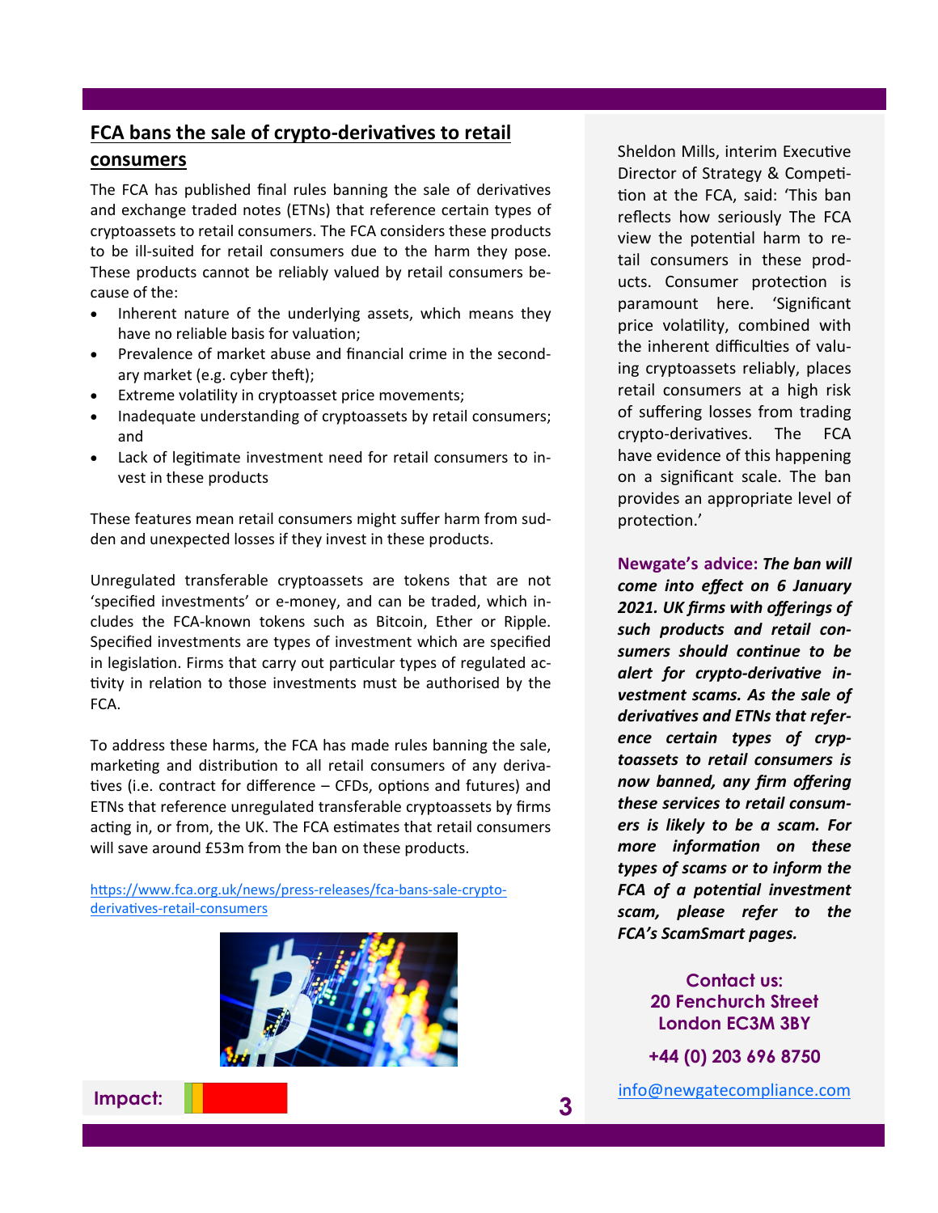## FCA bans the sale of crypto-derivatives to retail consumers

The FCA has published final rules banning the sale of derivatives and exchange traded notes (ETNs) that reference certain types of cryptoassets to retail consumers. The FCA considers these products to be ill-suited for retail consumers due to the harm they pose. These products cannot be reliably valued by retail consumers because of the:

- Inherent nature of the underlying assets, which means they have no reliable basis for valuation;
- Prevalence of market abuse and financial crime in the secondary market (e.g. cyber theft);
- Extreme volatility in cryptoasset price movements;
- Inadequate understanding of cryptoassets by retail consumers; and
- Lack of legitimate investment need for retail consumers to invest in these products

These features mean retail consumers might suffer harm from sudden and unexpected losses if they invest in these products.

Unregulated transferable cryptoassets are tokens that are not 'specified investments' or e-money, and can be traded, which includes the FCA-known tokens such as Bitcoin, Ether or Ripple. Specified investments are types of investment which are specified in legislation. Firms that carry out particular types of regulated activity in relation to those investments must be authorised by the FCA.

To address these harms, the FCA has made rules banning the sale, marketing and distribution to all retail consumers of any derivatives (i.e. contract for difference – CFDs, options and futures) and ETNs that reference unregulated transferable cryptoassets by firms acting in, or from, the UK. The FCA estimates that retail consumers will save around £53m from the ban on these products.

https://www.fca.org.uk/news/press-releases/fca-bans-sale-crypto-derivatives-retail-consumers

**Impact:**

Sheldon Mills, interim Executive Director of Strategy & Competition at the FCA, said: 'This ban reflects how seriously The FCA view the potential harm to retail consumers in these products. Consumer protection is paramount here. 'Significant price volatility, combined with the inherent difficulties of valuing cryptoassets reliably, places retail consumers at a high risk of suffering losses from trading crypto-derivatives. The FCA have evidence of this happening on a significant scale. The ban provides an appropriate level of protection.'

**Newgate's advice:** ***The ban will come into effect on 6 January 2021. UK firms with offerings of such products and retail consumers should continue to be alert for crypto-derivative investment scams. As the sale of derivatives and ETNs that reference certain types of cryptoassets to retail consumers is now banned, any firm offering these services to retail consumers is likely to be a scam. For more information on these types of scams or to inform the FCA of a potential investment scam, please refer to the FCA's ScamSmart pages.***

**Contact us:**
**20 Fenchurch Street**
**London EC3M 3BY**

**+44 (0) 203 696 8750**

info@newgatecompliance.com